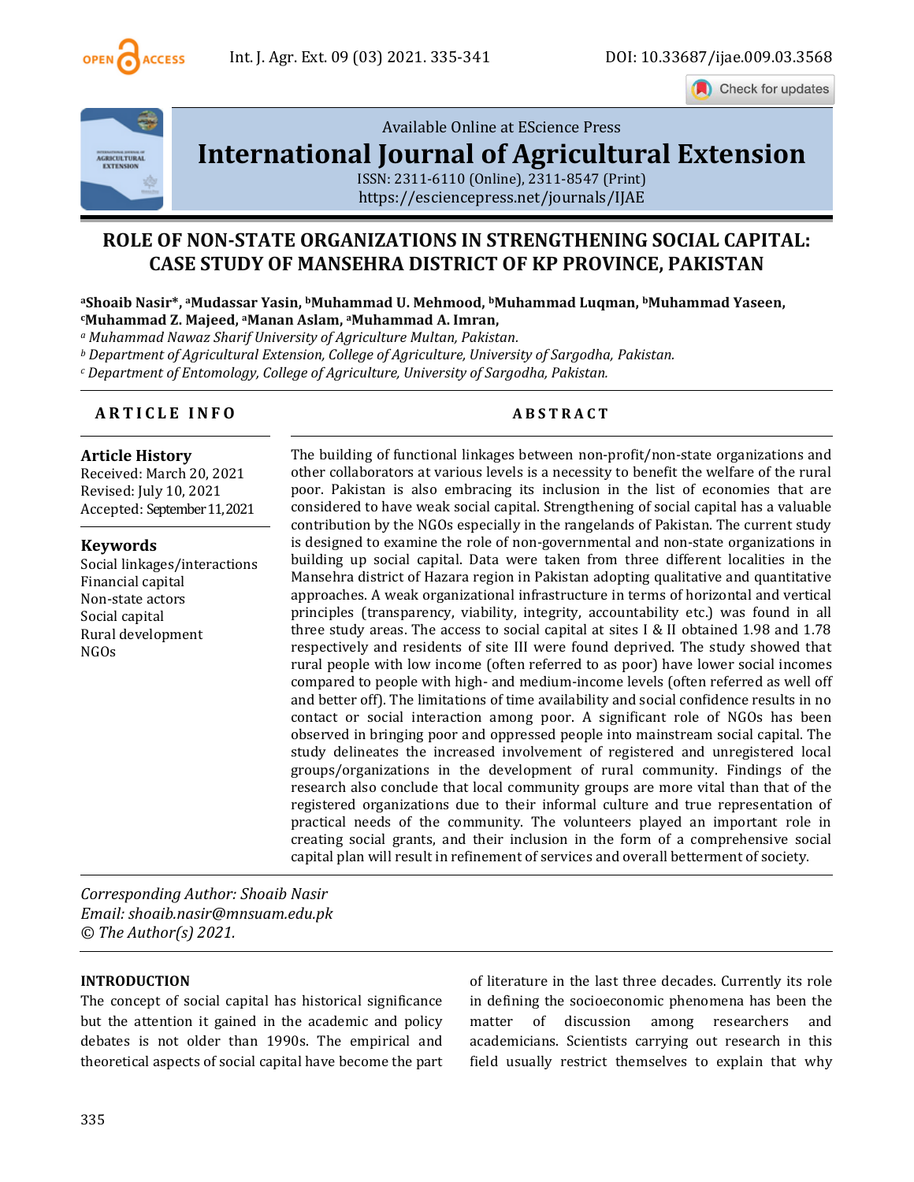Available Online at EScience Press

# International Journal of Agricultural Extension

ISSN: 2311-6110 (Online), 2311-8547 (Print)
https://esciencepress.net/journals/IJAE

## ROLE OF NON-STATE ORGANIZATIONS IN STRENGTHENING SOCIAL CAPITAL: CASE STUDY OF MANSEHRA DISTRICT OF KP PROVINCE, PAKISTAN

**[a]Shoaib Nasir*, [a]Mudassar Yasin, [b]Muhammad U. Mehmood, [b]Muhammad Luqman, [b]Muhammad Yaseen, [c]Muhammad Z. Majeed, [a]Manan Aslam, [a]Muhammad A. Imran,**

*[a] Muhammad Nawaz Sharif University of Agriculture Multan, Pakistan.*
*[b] Department of Agricultural Extension, College of Agriculture, University of Sargodha, Pakistan.*
*[c] Department of Entomology, College of Agriculture, University of Sargodha, Pakistan.*

### ARTICLE INFO

**Article History**
Received: March 20, 2021
Revised: July 10, 2021
Accepted: September 11, 2021

**Keywords**
Social linkages/interactions
Financial capital
Non-state actors
Social capital
Rural development
NGOs

### ABSTRACT

The building of functional linkages between non-profit/non-state organizations and other collaborators at various levels is a necessity to benefit the welfare of the rural poor. Pakistan is also embracing its inclusion in the list of economies that are considered to have weak social capital. Strengthening of social capital has a valuable contribution by the NGOs especially in the rangelands of Pakistan. The current study is designed to examine the role of non-governmental and non-state organizations in building up social capital. Data were taken from three different localities in the Mansehra district of Hazara region in Pakistan adopting qualitative and quantitative approaches. A weak organizational infrastructure in terms of horizontal and vertical principles (transparency, viability, integrity, accountability etc.) was found in all three study areas. The access to social capital at sites I & II obtained 1.98 and 1.78 respectively and residents of site III were found deprived. The study showed that rural people with low income (often referred to as poor) have lower social incomes compared to people with high- and medium-income levels (often referred as well off and better off). The limitations of time availability and social confidence results in no contact or social interaction among poor. A significant role of NGOs has been observed in bringing poor and oppressed people into mainstream social capital. The study delineates the increased involvement of registered and unregistered local groups/organizations in the development of rural community. Findings of the research also conclude that local community groups are more vital than that of the registered organizations due to their informal culture and true representation of practical needs of the community. The volunteers played an important role in creating social grants, and their inclusion in the form of a comprehensive social capital plan will result in refinement of services and overall betterment of society.

*Corresponding Author: Shoaib Nasir*
*Email: shoaib.nasir@mnsuam.edu.pk*
*© The Author(s) 2021.*

## INTRODUCTION

The concept of social capital has historical significance but the attention it gained in the academic and policy debates is not older than 1990s. The empirical and theoretical aspects of social capital have become the part of literature in the last three decades. Currently its role in defining the socioeconomic phenomena has been the matter of discussion among researchers and academicians. Scientists carrying out research in this field usually restrict themselves to explain that why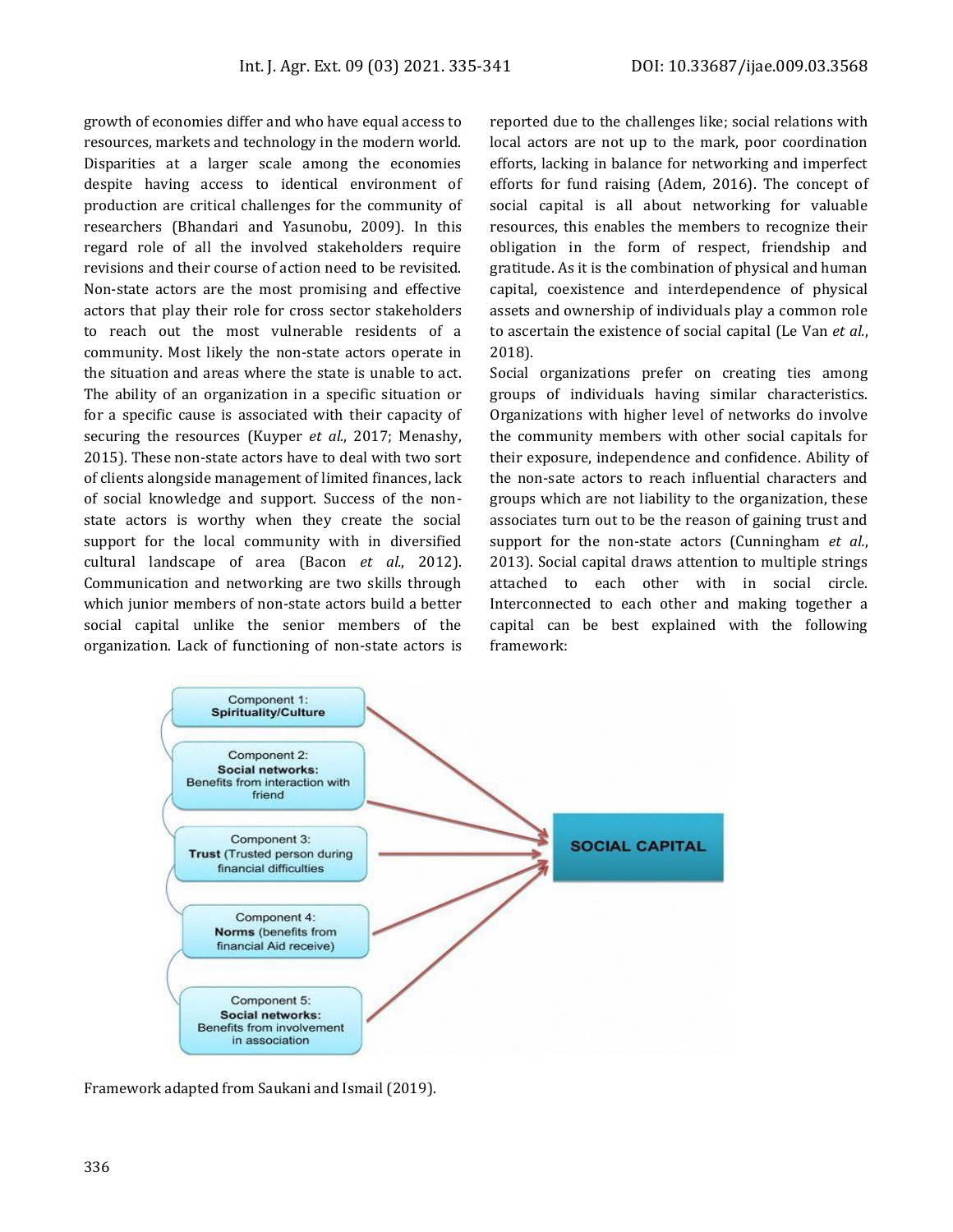growth of economies differ and who have equal access to resources, markets and technology in the modern world. Disparities at a larger scale among the economies despite having access to identical environment of production are critical challenges for the community of researchers (Bhandari and Yasunobu, 2009). In this regard role of all the involved stakeholders require revisions and their course of action need to be revisited. Non-state actors are the most promising and effective actors that play their role for cross sector stakeholders to reach out the most vulnerable residents of a community. Most likely the non-state actors operate in the situation and areas where the state is unable to act. The ability of an organization in a specific situation or for a specific cause is associated with their capacity of securing the resources (Kuyper *et al.*, 2017; Menashy, 2015). These non-state actors have to deal with two sort of clients alongside management of limited finances, lack of social knowledge and support. Success of the non-state actors is worthy when they create the social support for the local community with in diversified cultural landscape of area (Bacon *et al.*, 2012). Communication and networking are two skills through which junior members of non-state actors build a better social capital unlike the senior members of the organization. Lack of functioning of non-state actors is reported due to the challenges like; social relations with local actors are not up to the mark, poor coordination efforts, lacking in balance for networking and imperfect efforts for fund raising (Adem, 2016). The concept of social capital is all about networking for valuable resources, this enables the members to recognize their obligation in the form of respect, friendship and gratitude. As it is the combination of physical and human capital, coexistence and interdependence of physical assets and ownership of individuals play a common role to ascertain the existence of social capital (Le Van *et al.*, 2018).

Social organizations prefer on creating ties among groups of individuals having similar characteristics. Organizations with higher level of networks do involve the community members with other social capitals for their exposure, independence and confidence. Ability of the non-sate actors to reach influential characters and groups which are not liability to the organization, these associates turn out to be the reason of gaining trust and support for the non-state actors (Cunningham *et al.*, 2013). Social capital draws attention to multiple strings attached to each other with in social circle. Interconnected to each other and making together a capital can be best explained with the following framework:

- Component 1: **Spirituality/Culture**
- Component 2: **Social networks:** Benefits from interaction with friend
- Component 3: **Trust** (Trusted person during financial difficulties
- Component 4: **Norms** (benefits from financial Aid receive)
- Component 5: **Social networks:** Benefits from involvement in association

→ **SOCIAL CAPITAL**

Framework adapted from Saukani and Ismail (2019).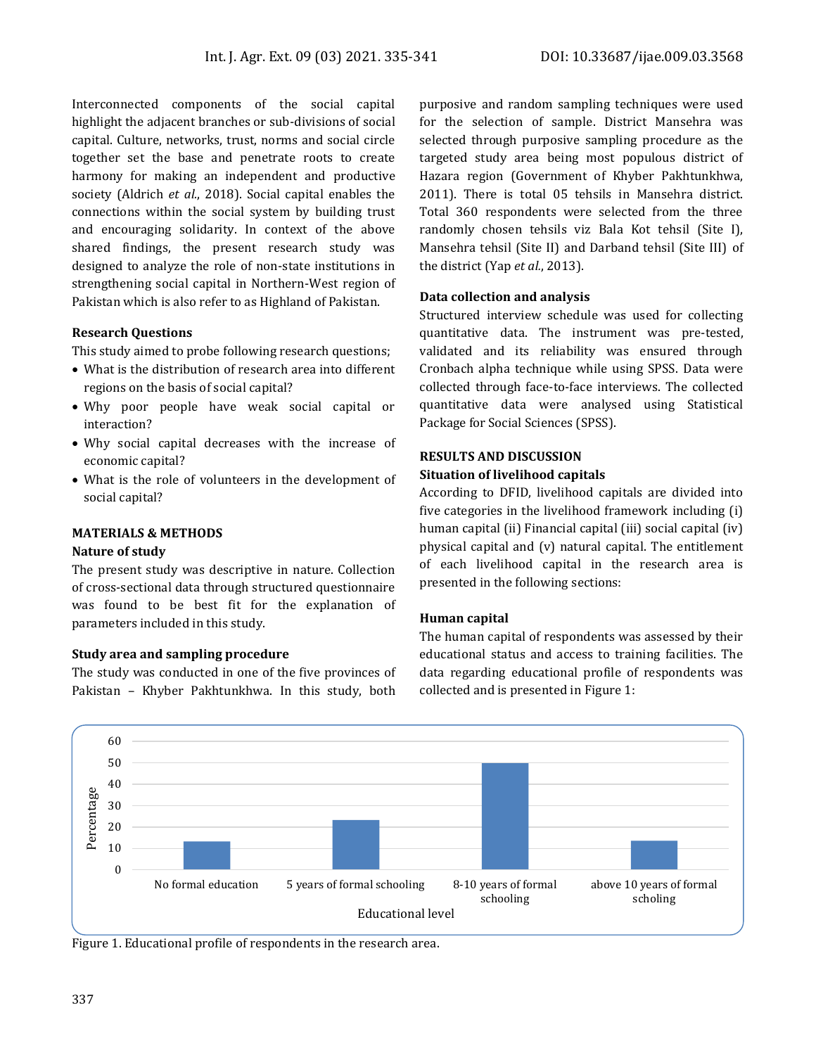Interconnected components of the social capital highlight the adjacent branches or sub-divisions of social capital. Culture, networks, trust, norms and social circle together set the base and penetrate roots to create harmony for making an independent and productive society (Aldrich *et al.*, 2018). Social capital enables the connections within the social system by building trust and encouraging solidarity. In context of the above shared findings, the present research study was designed to analyze the role of non-state institutions in strengthening social capital in Northern-West region of Pakistan which is also refer to as Highland of Pakistan.

### Research Questions

This study aimed to probe following research questions;

- What is the distribution of research area into different regions on the basis of social capital?
- Why poor people have weak social capital or interaction?
- Why social capital decreases with the increase of economic capital?
- What is the role of volunteers in the development of social capital?

## MATERIALS & METHODS

### Nature of study

The present study was descriptive in nature. Collection of cross-sectional data through structured questionnaire was found to be best fit for the explanation of parameters included in this study.

### Study area and sampling procedure

The study was conducted in one of the five provinces of Pakistan – Khyber Pakhtunkhwa. In this study, both purposive and random sampling techniques were used for the selection of sample. District Mansehra was selected through purposive sampling procedure as the targeted study area being most populous district of Hazara region (Government of Khyber Pakhtunkhwa, 2011). There is total 05 tehsils in Mansehra district. Total 360 respondents were selected from the three randomly chosen tehsils viz Bala Kot tehsil (Site I), Mansehra tehsil (Site II) and Darband tehsil (Site III) of the district (Yap *et al.*, 2013).

### Data collection and analysis

Structured interview schedule was used for collecting quantitative data. The instrument was pre-tested, validated and its reliability was ensured through Cronbach alpha technique while using SPSS. Data were collected through face-to-face interviews. The collected quantitative data were analysed using Statistical Package for Social Sciences (SPSS).

## RESULTS AND DISCUSSION

### Situation of livelihood capitals

According to DFID, livelihood capitals are divided into five categories in the livelihood framework including (i) human capital (ii) Financial capital (iii) social capital (iv) physical capital and (v) natural capital. The entitlement of each livelihood capital in the research area is presented in the following sections:

### Human capital

The human capital of respondents was assessed by their educational status and access to training facilities. The data regarding educational profile of respondents was collected and is presented in Figure 1:

Figure 1. Educational profile of respondents in the research area.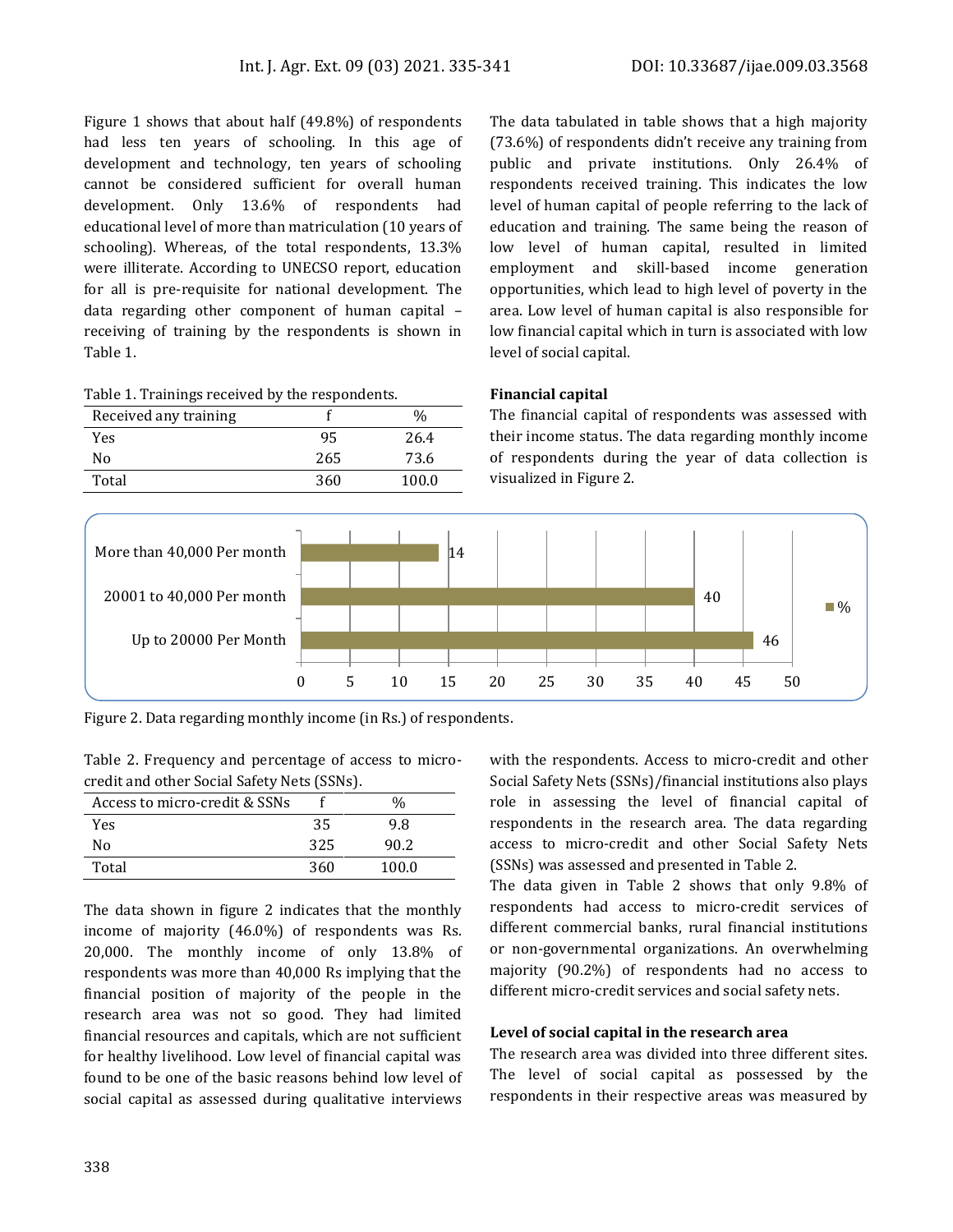Figure 1 shows that about half (49.8%) of respondents had less ten years of schooling. In this age of development and technology, ten years of schooling cannot be considered sufficient for overall human development. Only 13.6% of respondents had educational level of more than matriculation (10 years of schooling). Whereas, of the total respondents, 13.3% were illiterate. According to UNECSO report, education for all is pre-requisite for national development. The data regarding other component of human capital – receiving of training by the respondents is shown in Table 1.

Table 1. Trainings received by the respondents.

| Received any training | f | % |
|---|---|---|
| Yes | 95 | 26.4 |
| No | 265 | 73.6 |
| Total | 360 | 100.0 |

The data tabulated in table shows that a high majority (73.6%) of respondents didn't receive any training from public and private institutions. Only 26.4% of respondents received training. This indicates the low level of human capital of people referring to the lack of education and training. The same being the reason of low level of human capital, resulted in limited employment and skill-based income generation opportunities, which lead to high level of poverty in the area. Low level of human capital is also responsible for low financial capital which in turn is associated with low level of social capital.

### Financial capital

The financial capital of respondents was assessed with their income status. The data regarding monthly income of respondents during the year of data collection is visualized in Figure 2.

| Monthly income | % |
|---|---|
| More than 40,000 Per month | 14 |
| 20001 to 40,000 Per month | 40 |
| Up to 20000 Per Month | 46 |

Figure 2. Data regarding monthly income (in Rs.) of respondents.

Table 2. Frequency and percentage of access to micro-credit and other Social Safety Nets (SSNs).

| Access to micro-credit & SSNs | f | % |
|---|---|---|
| Yes | 35 | 9.8 |
| No | 325 | 90.2 |
| Total | 360 | 100.0 |

The data shown in figure 2 indicates that the monthly income of majority (46.0%) of respondents was Rs. 20,000. The monthly income of only 13.8% of respondents was more than 40,000 Rs implying that the financial position of majority of the people in the research area was not so good. They had limited financial resources and capitals, which are not sufficient for healthy livelihood. Low level of financial capital was found to be one of the basic reasons behind low level of social capital as assessed during qualitative interviews with the respondents. Access to micro-credit and other Social Safety Nets (SSNs)/financial institutions also plays role in assessing the level of financial capital of respondents in the research area. The data regarding access to micro-credit and other Social Safety Nets (SSNs) was assessed and presented in Table 2.

The data given in Table 2 shows that only 9.8% of respondents had access to micro-credit services of different commercial banks, rural financial institutions or non-governmental organizations. An overwhelming majority (90.2%) of respondents had no access to different micro-credit services and social safety nets.

### Level of social capital in the research area

The research area was divided into three different sites. The level of social capital as possessed by the respondents in their respective areas was measured by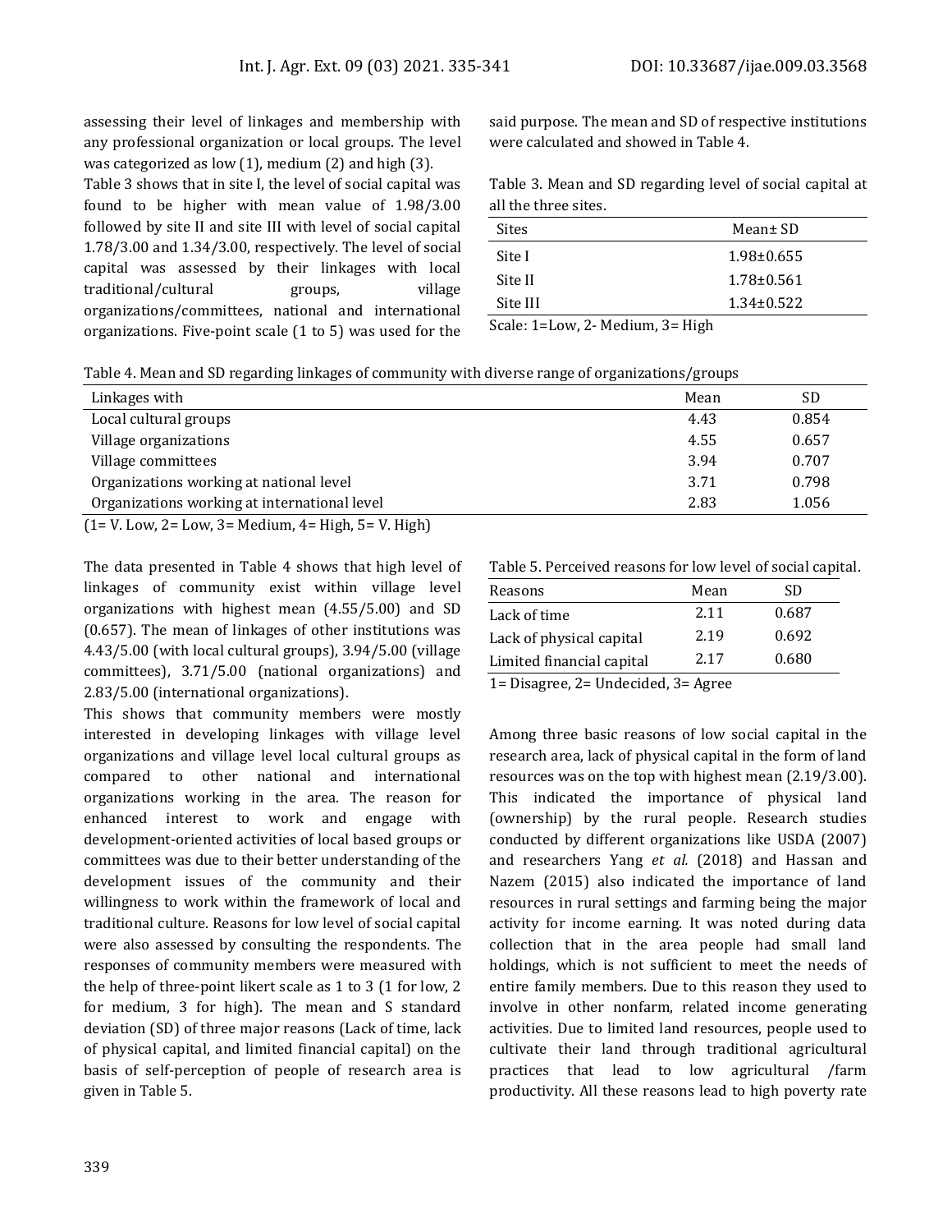assessing their level of linkages and membership with any professional organization or local groups. The level was categorized as low (1), medium (2) and high (3).

Table 3 shows that in site I, the level of social capital was found to be higher with mean value of 1.98/3.00 followed by site II and site III with level of social capital 1.78/3.00 and 1.34/3.00, respectively. The level of social capital was assessed by their linkages with local traditional/cultural groups, village organizations/committees, national and international organizations. Five-point scale (1 to 5) was used for the said purpose. The mean and SD of respective institutions were calculated and showed in Table 4.

Table 3. Mean and SD regarding level of social capital at all the three sites.

| Sites | Mean± SD |
|---|---|
| Site I | 1.98±0.655 |
| Site II | 1.78±0.561 |
| Site III | 1.34±0.522 |

Scale: 1=Low, 2- Medium, 3= High

Table 4. Mean and SD regarding linkages of community with diverse range of organizations/groups

| Linkages with | Mean | SD |
|---|---|---|
| Local cultural groups | 4.43 | 0.854 |
| Village organizations | 4.55 | 0.657 |
| Village committees | 3.94 | 0.707 |
| Organizations working at national level | 3.71 | 0.798 |
| Organizations working at international level | 2.83 | 1.056 |

(1= V. Low, 2= Low, 3= Medium, 4= High, 5= V. High)

The data presented in Table 4 shows that high level of linkages of community exist within village level organizations with highest mean (4.55/5.00) and SD (0.657). The mean of linkages of other institutions was 4.43/5.00 (with local cultural groups), 3.94/5.00 (village committees), 3.71/5.00 (national organizations) and 2.83/5.00 (international organizations).

This shows that community members were mostly interested in developing linkages with village level organizations and village level local cultural groups as compared to other national and international organizations working in the area. The reason for enhanced interest to work and engage with development-oriented activities of local based groups or committees was due to their better understanding of the development issues of the community and their willingness to work within the framework of local and traditional culture. Reasons for low level of social capital were also assessed by consulting the respondents. The responses of community members were measured with the help of three-point likert scale as 1 to 3 (1 for low, 2 for medium, 3 for high). The mean and S standard deviation (SD) of three major reasons (Lack of time, lack of physical capital, and limited financial capital) on the basis of self-perception of people of research area is given in Table 5.

Table 5. Perceived reasons for low level of social capital.

| Reasons | Mean | SD |
|---|---|---|
| Lack of time | 2.11 | 0.687 |
| Lack of physical capital | 2.19 | 0.692 |
| Limited financial capital | 2.17 | 0.680 |

1= Disagree, 2= Undecided, 3= Agree

Among three basic reasons of low social capital in the research area, lack of physical capital in the form of land resources was on the top with highest mean (2.19/3.00). This indicated the importance of physical land (ownership) by the rural people. Research studies conducted by different organizations like USDA (2007) and researchers Yang *et al.* (2018) and Hassan and Nazem (2015) also indicated the importance of land resources in rural settings and farming being the major activity for income earning. It was noted during data collection that in the area people had small land holdings, which is not sufficient to meet the needs of entire family members. Due to this reason they used to involve in other nonfarm, related income generating activities. Due to limited land resources, people used to cultivate their land through traditional agricultural practices that lead to low agricultural /farm productivity. All these reasons lead to high poverty rate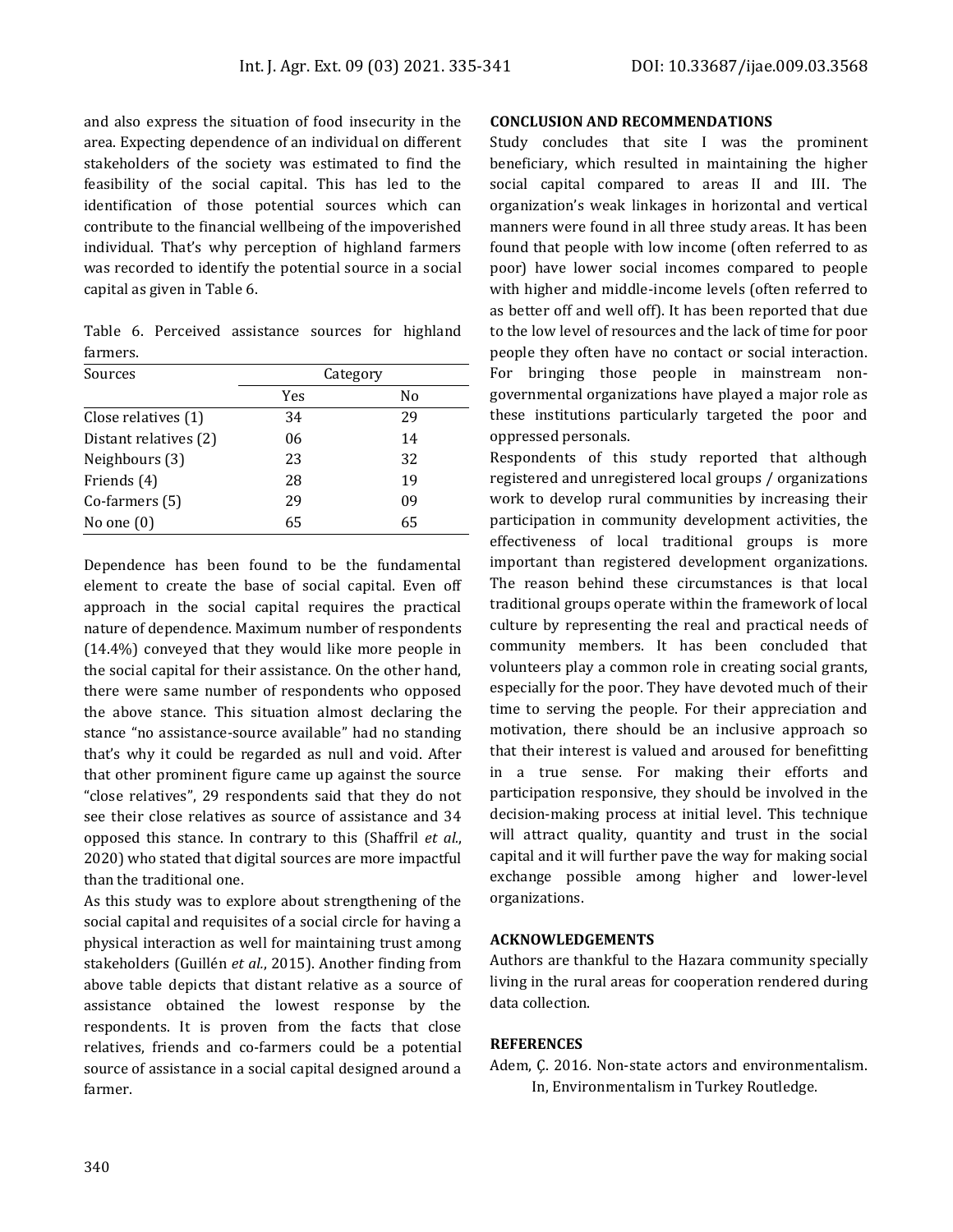and also express the situation of food insecurity in the area. Expecting dependence of an individual on different stakeholders of the society was estimated to find the feasibility of the social capital. This has led to the identification of those potential sources which can contribute to the financial wellbeing of the impoverished individual. That's why perception of highland farmers was recorded to identify the potential source in a social capital as given in Table 6.

Table 6. Perceived assistance sources for highland farmers.

| Sources | Category | |
|---|---|---|
| | Yes | No |
| Close relatives (1) | 34 | 29 |
| Distant relatives (2) | 06 | 14 |
| Neighbours (3) | 23 | 32 |
| Friends (4) | 28 | 19 |
| Co-farmers (5) | 29 | 09 |
| No one (0) | 65 | 65 |

Dependence has been found to be the fundamental element to create the base of social capital. Even off approach in the social capital requires the practical nature of dependence. Maximum number of respondents (14.4%) conveyed that they would like more people in the social capital for their assistance. On the other hand, there were same number of respondents who opposed the above stance. This situation almost declaring the stance "no assistance-source available" had no standing that's why it could be regarded as null and void. After that other prominent figure came up against the source "close relatives", 29 respondents said that they do not see their close relatives as source of assistance and 34 opposed this stance. In contrary to this (Shaffril *et al.*, 2020) who stated that digital sources are more impactful than the traditional one.

As this study was to explore about strengthening of the social capital and requisites of a social circle for having a physical interaction as well for maintaining trust among stakeholders (Guillén *et al.*, 2015). Another finding from above table depicts that distant relative as a source of assistance obtained the lowest response by the respondents. It is proven from the facts that close relatives, friends and co-farmers could be a potential source of assistance in a social capital designed around a farmer.

## CONCLUSION AND RECOMMENDATIONS

Study concludes that site I was the prominent beneficiary, which resulted in maintaining the higher social capital compared to areas II and III. The organization's weak linkages in horizontal and vertical manners were found in all three study areas. It has been found that people with low income (often referred to as poor) have lower social incomes compared to people with higher and middle-income levels (often referred to as better off and well off). It has been reported that due to the low level of resources and the lack of time for poor people they often have no contact or social interaction. For bringing those people in mainstream non-governmental organizations have played a major role as these institutions particularly targeted the poor and oppressed personals.

Respondents of this study reported that although registered and unregistered local groups / organizations work to develop rural communities by increasing their participation in community development activities, the effectiveness of local traditional groups is more important than registered development organizations. The reason behind these circumstances is that local traditional groups operate within the framework of local culture by representing the real and practical needs of community members. It has been concluded that volunteers play a common role in creating social grants, especially for the poor. They have devoted much of their time to serving the people. For their appreciation and motivation, there should be an inclusive approach so that their interest is valued and aroused for benefitting in a true sense. For making their efforts and participation responsive, they should be involved in the decision-making process at initial level. This technique will attract quality, quantity and trust in the social capital and it will further pave the way for making social exchange possible among higher and lower-level organizations.

## ACKNOWLEDGEMENTS

Authors are thankful to the Hazara community specially living in the rural areas for cooperation rendered during data collection.

## REFERENCES

Adem, Ç. 2016. Non-state actors and environmentalism. In, Environmentalism in Turkey Routledge.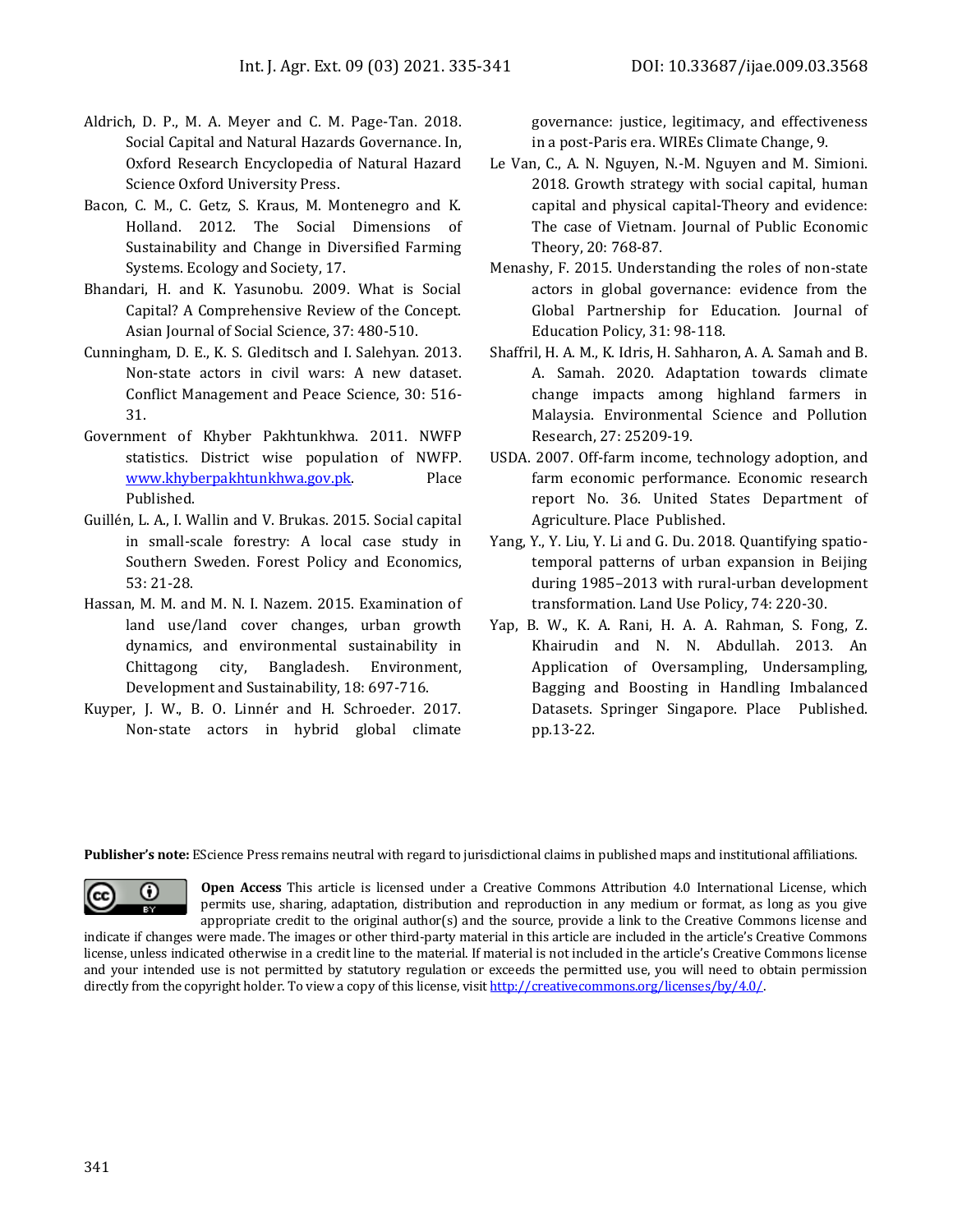Aldrich, D. P., M. A. Meyer and C. M. Page-Tan. 2018. Social Capital and Natural Hazards Governance. In, Oxford Research Encyclopedia of Natural Hazard Science Oxford University Press.

Bacon, C. M., C. Getz, S. Kraus, M. Montenegro and K. Holland. 2012. The Social Dimensions of Sustainability and Change in Diversified Farming Systems. Ecology and Society, 17.

Bhandari, H. and K. Yasunobu. 2009. What is Social Capital? A Comprehensive Review of the Concept. Asian Journal of Social Science, 37: 480-510.

Cunningham, D. E., K. S. Gleditsch and I. Salehyan. 2013. Non-state actors in civil wars: A new dataset. Conflict Management and Peace Science, 30: 516-31.

Government of Khyber Pakhtunkhwa. 2011. NWFP statistics. District wise population of NWFP. [www.khyberpakhtunkhwa.gov.pk](www.khyberpakhtunkhwa.gov.pk). Place Published.

Guillén, L. A., I. Wallin and V. Brukas. 2015. Social capital in small-scale forestry: A local case study in Southern Sweden. Forest Policy and Economics, 53: 21-28.

Hassan, M. M. and M. N. I. Nazem. 2015. Examination of land use/land cover changes, urban growth dynamics, and environmental sustainability in Chittagong city, Bangladesh. Environment, Development and Sustainability, 18: 697-716.

Kuyper, J. W., B. O. Linnér and H. Schroeder. 2017. Non-state actors in hybrid global climate governance: justice, legitimacy, and effectiveness in a post-Paris era. WIREs Climate Change, 9.

Le Van, C., A. N. Nguyen, N.-M. Nguyen and M. Simioni. 2018. Growth strategy with social capital, human capital and physical capital-Theory and evidence: The case of Vietnam. Journal of Public Economic Theory, 20: 768-87.

Menashy, F. 2015. Understanding the roles of non-state actors in global governance: evidence from the Global Partnership for Education. Journal of Education Policy, 31: 98-118.

Shaffril, H. A. M., K. Idris, H. Sahharon, A. A. Samah and B. A. Samah. 2020. Adaptation towards climate change impacts among highland farmers in Malaysia. Environmental Science and Pollution Research, 27: 25209-19.

USDA. 2007. Off-farm income, technology adoption, and farm economic performance. Economic research report No. 36. United States Department of Agriculture. Place Published.

Yang, Y., Y. Liu, Y. Li and G. Du. 2018. Quantifying spatio-temporal patterns of urban expansion in Beijing during 1985–2013 with rural-urban development transformation. Land Use Policy, 74: 220-30.

Yap, B. W., K. A. Rani, H. A. A. Rahman, S. Fong, Z. Khairudin and N. N. Abdullah. 2013. An Application of Oversampling, Undersampling, Bagging and Boosting in Handling Imbalanced Datasets. Springer Singapore. Place Published. pp.13-22.

**Publisher's note:** EScience Press remains neutral with regard to jurisdictional claims in published maps and institutional affiliations.

**Open Access** This article is licensed under a Creative Commons Attribution 4.0 International License, which permits use, sharing, adaptation, distribution and reproduction in any medium or format, as long as you give appropriate credit to the original author(s) and the source, provide a link to the Creative Commons license and indicate if changes were made. The images or other third-party material in this article are included in the article's Creative Commons license, unless indicated otherwise in a credit line to the material. If material is not included in the article's Creative Commons license and your intended use is not permitted by statutory regulation or exceeds the permitted use, you will need to obtain permission directly from the copyright holder. To view a copy of this license, visit [http://creativecommons.org/licenses/by/4.0/](http://creativecommons.org/licenses/by/4.0/).